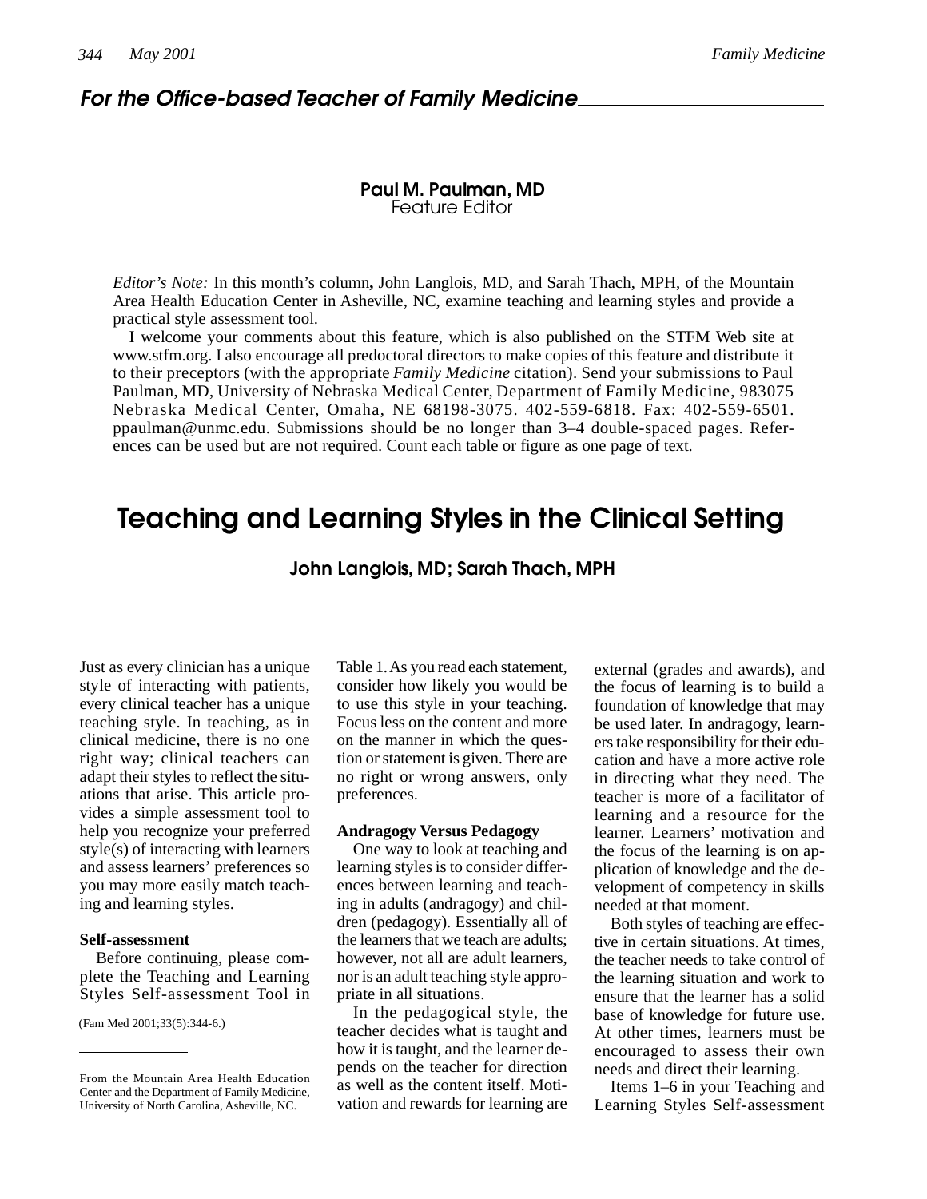## For the Office-based Teacher of Family Medicine

**Paul M. Paulman, MD**
Feature Editor

*Editor's Note:* In this month's column**,** John Langlois, MD, and Sarah Thach, MPH, of the Mountain Area Health Education Center in Asheville, NC, examine teaching and learning styles and provide a practical style assessment tool.

I welcome your comments about this feature, which is also published on the STFM Web site at www.stfm.org. I also encourage all predoctoral directors to make copies of this feature and distribute it to their preceptors (with the appropriate *Family Medicine* citation). Send your submissions to Paul Paulman, MD, University of Nebraska Medical Center, Department of Family Medicine, 983075 Nebraska Medical Center, Omaha, NE 68198-3075. 402-559-6818. Fax: 402-559-6501. ppaulman@unmc.edu. Submissions should be no longer than 3–4 double-spaced pages. References can be used but are not required. Count each table or figure as one page of text.

# Teaching and Learning Styles in the Clinical Setting

**John Langlois, MD; Sarah Thach, MPH**

Just as every clinician has a unique style of interacting with patients, every clinical teacher has a unique teaching style. In teaching, as in clinical medicine, there is no one right way; clinical teachers can adapt their styles to reflect the situations that arise. This article provides a simple assessment tool to help you recognize your preferred style(s) of interacting with learners and assess learners' preferences so you may more easily match teaching and learning styles.

(Fam Med 2001;33(5):344-6.)

From the Mountain Area Health Education Center and the Department of Family Medicine, University of North Carolina, Asheville, NC.

### Self-assessment

Before continuing, please complete the Teaching and Learning Styles Self-assessment Tool in Table 1. As you read each statement, consider how likely you would be to use this style in your teaching. Focus less on the content and more on the manner in which the question or statement is given. There are no right or wrong answers, only preferences.

### Andragogy Versus Pedagogy

One way to look at teaching and learning styles is to consider differences between learning and teaching in adults (andragogy) and children (pedagogy). Essentially all of the learners that we teach are adults; however, not all are adult learners, nor is an adult teaching style appropriate in all situations.

In the pedagogical style, the teacher decides what is taught and how it is taught, and the learner depends on the teacher for direction as well as the content itself. Motivation and rewards for learning are external (grades and awards), and the focus of learning is to build a foundation of knowledge that may be used later. In andragogy, learners take responsibility for their education and have a more active role in directing what they need. The teacher is more of a facilitator of learning and a resource for the learner. Learners' motivation and the focus of the learning is on application of knowledge and the development of competency in skills needed at that moment.

Both styles of teaching are effective in certain situations. At times, the teacher needs to take control of the learning situation and work to ensure that the learner has a solid base of knowledge for future use. At other times, learners must be encouraged to assess their own needs and direct their learning.

Items 1–6 in your Teaching and Learning Styles Self-assessment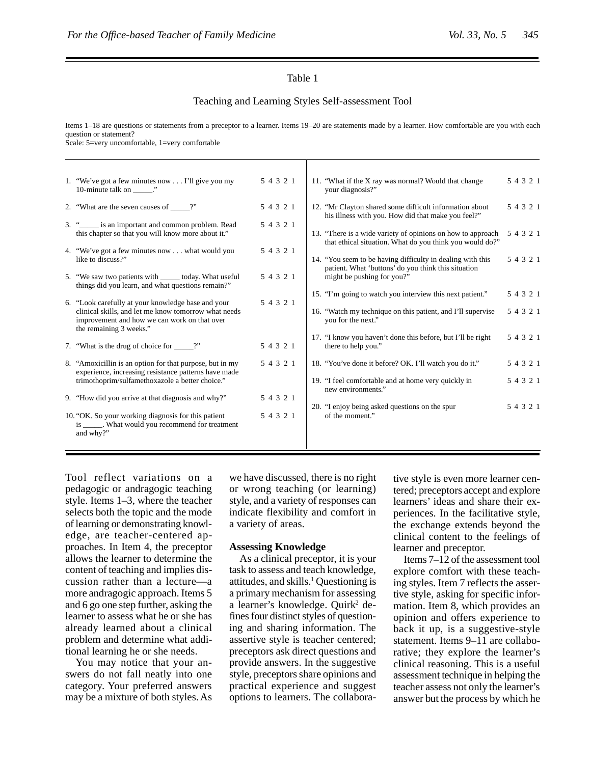Table 1

Teaching and Learning Styles Self-assessment Tool

Items 1–18 are questions or statements from a preceptor to a learner. Items 19–20 are statements made by a learner. How comfortable are you with each question or statement?
Scale: 5=very uncomfortable, 1=very comfortable

| Item | Scale |
|---|---|
| 1. "We've got a few minutes now . . . I'll give you my 10-minute talk on _____." | 5 4 3 2 1 |
| 2. "What are the seven causes of _____?" | 5 4 3 2 1 |
| 3. "_____ is an important and common problem. Read this chapter so that you will know more about it." | 5 4 3 2 1 |
| 4. "We've got a few minutes now . . . what would you like to discuss?" | 5 4 3 2 1 |
| 5. "We saw two patients with _____ today. What useful things did you learn, and what questions remain?" | 5 4 3 2 1 |
| 6. "Look carefully at your knowledge base and your clinical skills, and let me know tomorrow what needs improvement and how we can work on that over the remaining 3 weeks." | 5 4 3 2 1 |
| 7. "What is the drug of choice for _____?" | 5 4 3 2 1 |
| 8. "Amoxicillin is an option for that purpose, but in my experience, increasing resistance patterns have made trimothoprim/sulfamethoxazole a better choice." | 5 4 3 2 1 |
| 9. "How did you arrive at that diagnosis and why?" | 5 4 3 2 1 |
| 10. "OK. So your working diagnosis for this patient is _____. What would you recommend for treatment and why?" | 5 4 3 2 1 |
| 11. "What if the X ray was normal? Would that change your diagnosis?" | 5 4 3 2 1 |
| 12. "Mr Clayton shared some difficult information about his illness with you. How did that make you feel?" | 5 4 3 2 1 |
| 13. "There is a wide variety of opinions on how to approach that ethical situation. What do you think you would do?" | 5 4 3 2 1 |
| 14. "You seem to be having difficulty in dealing with this patient. What 'buttons' do you think this situation might be pushing for you?" | 5 4 3 2 1 |
| 15. "I'm going to watch you interview this next patient." | 5 4 3 2 1 |
| 16. "Watch my technique on this patient, and I'll supervise you for the next." | 5 4 3 2 1 |
| 17. "I know you haven't done this before, but I'll be right there to help you." | 5 4 3 2 1 |
| 18. "You've done it before? OK. I'll watch you do it." | 5 4 3 2 1 |
| 19. "I feel comfortable and at home very quickly in new environments." | 5 4 3 2 1 |
| 20. "I enjoy being asked questions on the spur of the moment." | 5 4 3 2 1 |

Tool reflect variations on a pedagogic or andragogic teaching style. Items 1–3, where the teacher selects both the topic and the mode of learning or demonstrating knowledge, are teacher-centered approaches. In Item 4, the preceptor allows the learner to determine the content of teaching and implies discussion rather than a lecture—a more andragogic approach. Items 5 and 6 go one step further, asking the learner to assess what he or she has already learned about a clinical problem and determine what additional learning he or she needs.

You may notice that your answers do not fall neatly into one category. Your preferred answers may be a mixture of both styles. As we have discussed, there is no right or wrong teaching (or learning) style, and a variety of responses can indicate flexibility and comfort in a variety of areas.

### Assessing Knowledge

As a clinical preceptor, it is your task to assess and teach knowledge, attitudes, and skills.[1] Questioning is a primary mechanism for assessing a learner's knowledge. Quirk[2] defines four distinct styles of questioning and sharing information. The assertive style is teacher centered; preceptors ask direct questions and provide answers. In the suggestive style, preceptors share opinions and practical experience and suggest options to learners. The collaborative style is even more learner centered; preceptors accept and explore learners' ideas and share their experiences. In the facilitative style, the exchange extends beyond the clinical content to the feelings of learner and preceptor.

Items 7–12 of the assessment tool explore comfort with these teaching styles. Item 7 reflects the assertive style, asking for specific information. Item 8, which provides an opinion and offers experience to back it up, is a suggestive-style statement. Items 9–11 are collaborative; they explore the learner's clinical reasoning. This is a useful assessment technique in helping the teacher assess not only the learner's answer but the process by which he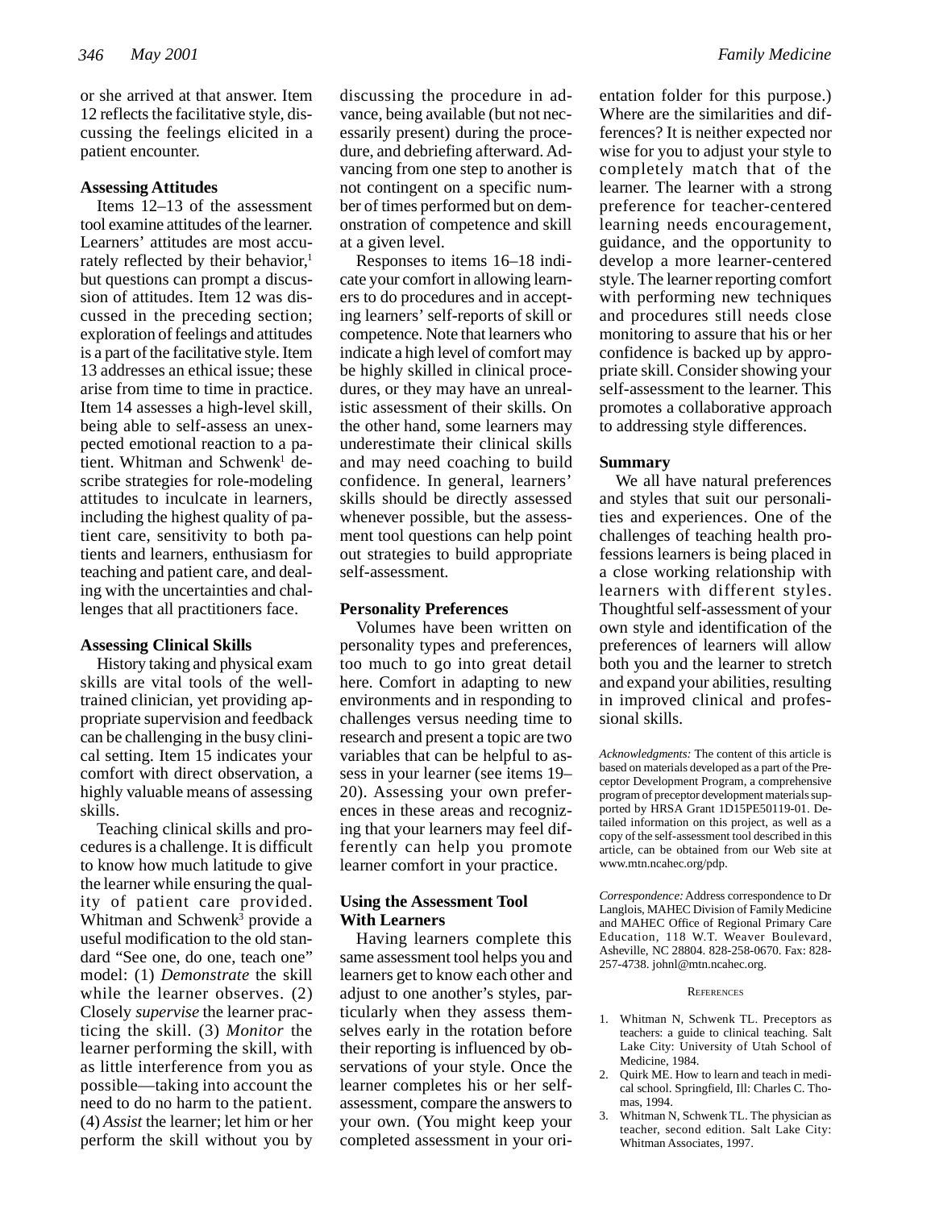or she arrived at that answer. Item 12 reflects the facilitative style, discussing the feelings elicited in a patient encounter.

### Assessing Attitudes

Items 12–13 of the assessment tool examine attitudes of the learner. Learners' attitudes are most accurately reflected by their behavior,[1] but questions can prompt a discussion of attitudes. Item 12 was discussed in the preceding section; exploration of feelings and attitudes is a part of the facilitative style. Item 13 addresses an ethical issue; these arise from time to time in practice. Item 14 assesses a high-level skill, being able to self-assess an unexpected emotional reaction to a patient. Whitman and Schwenk[1] describe strategies for role-modeling attitudes to inculcate in learners, including the highest quality of patient care, sensitivity to both patients and learners, enthusiasm for teaching and patient care, and dealing with the uncertainties and challenges that all practitioners face.

### Assessing Clinical Skills

History taking and physical exam skills are vital tools of the well-trained clinician, yet providing appropriate supervision and feedback can be challenging in the busy clinical setting. Item 15 indicates your comfort with direct observation, a highly valuable means of assessing skills.

Teaching clinical skills and procedures is a challenge. It is difficult to know how much latitude to give the learner while ensuring the quality of patient care provided. Whitman and Schwenk[3] provide a useful modification to the old standard "See one, do one, teach one" model: (1) *Demonstrate* the skill while the learner observes. (2) Closely *supervise* the learner practicing the skill. (3) *Monitor* the learner performing the skill, with as little interference from you as possible—taking into account the need to do no harm to the patient. (4) *Assist* the learner; let him or her perform the skill without you by discussing the procedure in advance, being available (but not necessarily present) during the procedure, and debriefing afterward. Advancing from one step to another is not contingent on a specific number of times performed but on demonstration of competence and skill at a given level.

Responses to items 16–18 indicate your comfort in allowing learners to do procedures and in accepting learners' self-reports of skill or competence. Note that learners who indicate a high level of comfort may be highly skilled in clinical procedures, or they may have an unrealistic assessment of their skills. On the other hand, some learners may underestimate their clinical skills and may need coaching to build confidence. In general, learners' skills should be directly assessed whenever possible, but the assessment tool questions can help point out strategies to build appropriate self-assessment.

### Personality Preferences

Volumes have been written on personality types and preferences, too much to go into great detail here. Comfort in adapting to new environments and in responding to challenges versus needing time to research and present a topic are two variables that can be helpful to assess in your learner (see items 19–20). Assessing your own preferences in these areas and recognizing that your learners may feel differently can help you promote learner comfort in your practice.

### Using the Assessment Tool With Learners

Having learners complete this same assessment tool helps you and learners get to know each other and adjust to one another's styles, particularly when they assess themselves early in the rotation before their reporting is influenced by observations of your style. Once the learner completes his or her self-assessment, compare the answers to your own. (You might keep your completed assessment in your orientation folder for this purpose.) Where are the similarities and differences? It is neither expected nor wise for you to adjust your style to completely match that of the learner. The learner with a strong preference for teacher-centered learning needs encouragement, guidance, and the opportunity to develop a more learner-centered style. The learner reporting comfort with performing new techniques and procedures still needs close monitoring to assure that his or her confidence is backed up by appropriate skill. Consider showing your self-assessment to the learner. This promotes a collaborative approach to addressing style differences.

### Summary

We all have natural preferences and styles that suit our personalities and experiences. One of the challenges of teaching health professions learners is being placed in a close working relationship with learners with different styles. Thoughtful self-assessment of your own style and identification of the preferences of learners will allow both you and the learner to stretch and expand your abilities, resulting in improved clinical and professional skills.

*Acknowledgments:* The content of this article is based on materials developed as a part of the Preceptor Development Program, a comprehensive program of preceptor development materials supported by HRSA Grant 1D15PE50119-01. Detailed information on this project, as well as a copy of the self-assessment tool described in this article, can be obtained from our Web site at www.mtn.ncahec.org/pdp.

*Correspondence:* Address correspondence to Dr Langlois, MAHEC Division of Family Medicine and MAHEC Office of Regional Primary Care Education, 118 W.T. Weaver Boulevard, Asheville, NC 28804. 828-258-0670. Fax: 828-257-4738. johnl@mtn.ncahec.org.

#### References

1. Whitman N, Schwenk TL. Preceptors as teachers: a guide to clinical teaching. Salt Lake City: University of Utah School of Medicine, 1984.
2. Quirk ME. How to learn and teach in medical school. Springfield, Ill: Charles C. Thomas, 1994.
3. Whitman N, Schwenk TL. The physician as teacher, second edition. Salt Lake City: Whitman Associates, 1997.